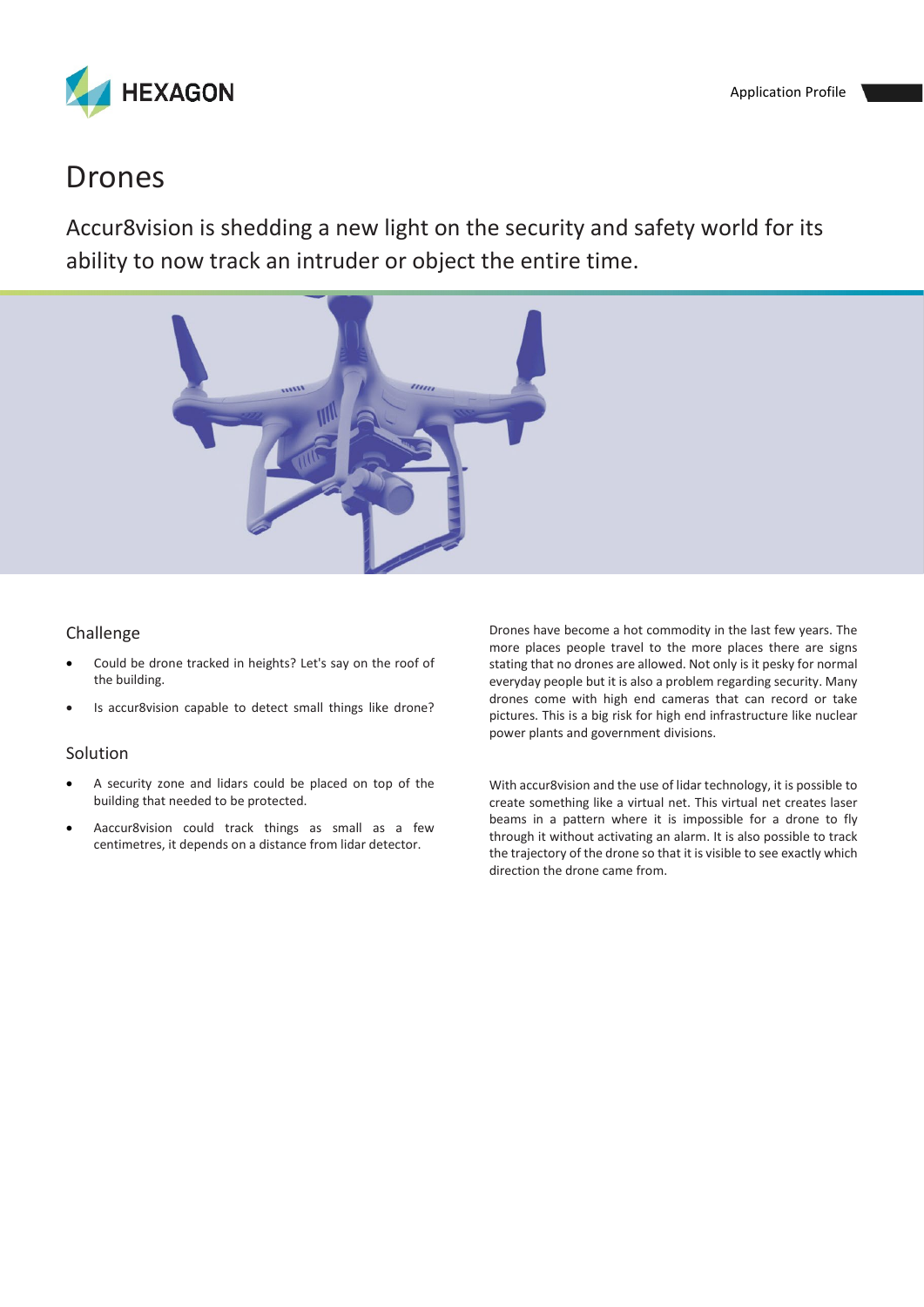HEXAGON

Application Profile

# Drones

Accur8vision is shedding a new light on the security and safety world for its ability to now track an intruder or object the entire time.

## Challenge

- Could be drone tracked in heights? Let's say on the roof of the building.
- Is accur8vision capable to detect small things like drone?

## Solution

- A security zone and lidars could be placed on top of the building that needed to be protected.
- Aaccur8vision could track things as small as a few centimetres, it depends on a distance from lidar detector.

Drones have become a hot commodity in the last few years. The more places people travel to the more places there are signs stating that no drones are allowed. Not only is it pesky for normal everyday people but it is also a problem regarding security. Many drones come with high end cameras that can record or take pictures. This is a big risk for high end infrastructure like nuclear power plants and government divisions.

With accur8vision and the use of lidar technology, it is possible to create something like a virtual net. This virtual net creates laser beams in a pattern where it is impossible for a drone to fly through it without activating an alarm. It is also possible to track the trajectory of the drone so that it is visible to see exactly which direction the drone came from.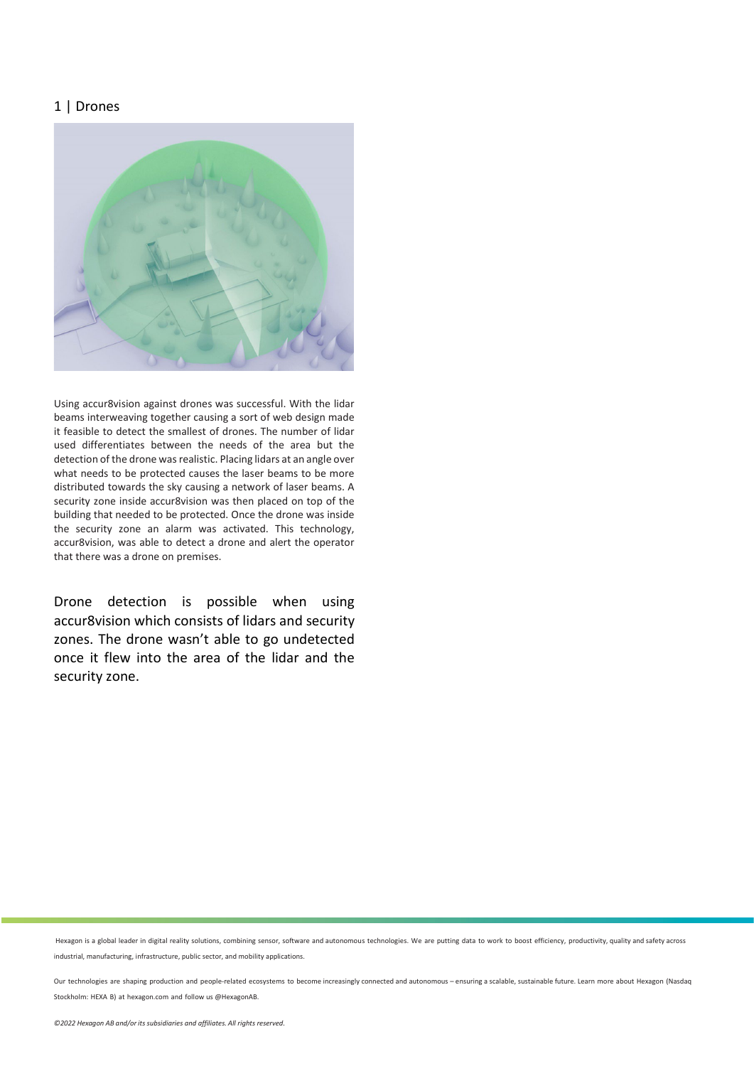## 1 | Drones

Using accur8vision against drones was successful. With the lidar beams interweaving together causing a sort of web design made it feasible to detect the smallest of drones. The number of lidar used differentiates between the needs of the area but the detection of the drone was realistic. Placing lidars at an angle over what needs to be protected causes the laser beams to be more distributed towards the sky causing a network of laser beams. A security zone inside accur8vision was then placed on top of the building that needed to be protected. Once the drone was inside the security zone an alarm was activated. This technology, accur8vision, was able to detect a drone and alert the operator that there was a drone on premises.

Drone detection is possible when using accur8vision which consists of lidars and security zones. The drone wasn't able to go undetected once it flew into the area of the lidar and the security zone.

Hexagon is a global leader in digital reality solutions, combining sensor, software and autonomous technologies. We are putting data to work to boost efficiency, productivity, quality and safety across industrial, manufacturing, infrastructure, public sector, and mobility applications.

Our technologies are shaping production and people-related ecosystems to become increasingly connected and autonomous – ensuring a scalable, sustainable future. Learn more about Hexagon (Nasdaq Stockholm: HEXA B) at hexagon.com and follow us @HexagonAB.

*©2022 Hexagon AB and/or its subsidiaries and affiliates. All rights reserved.*